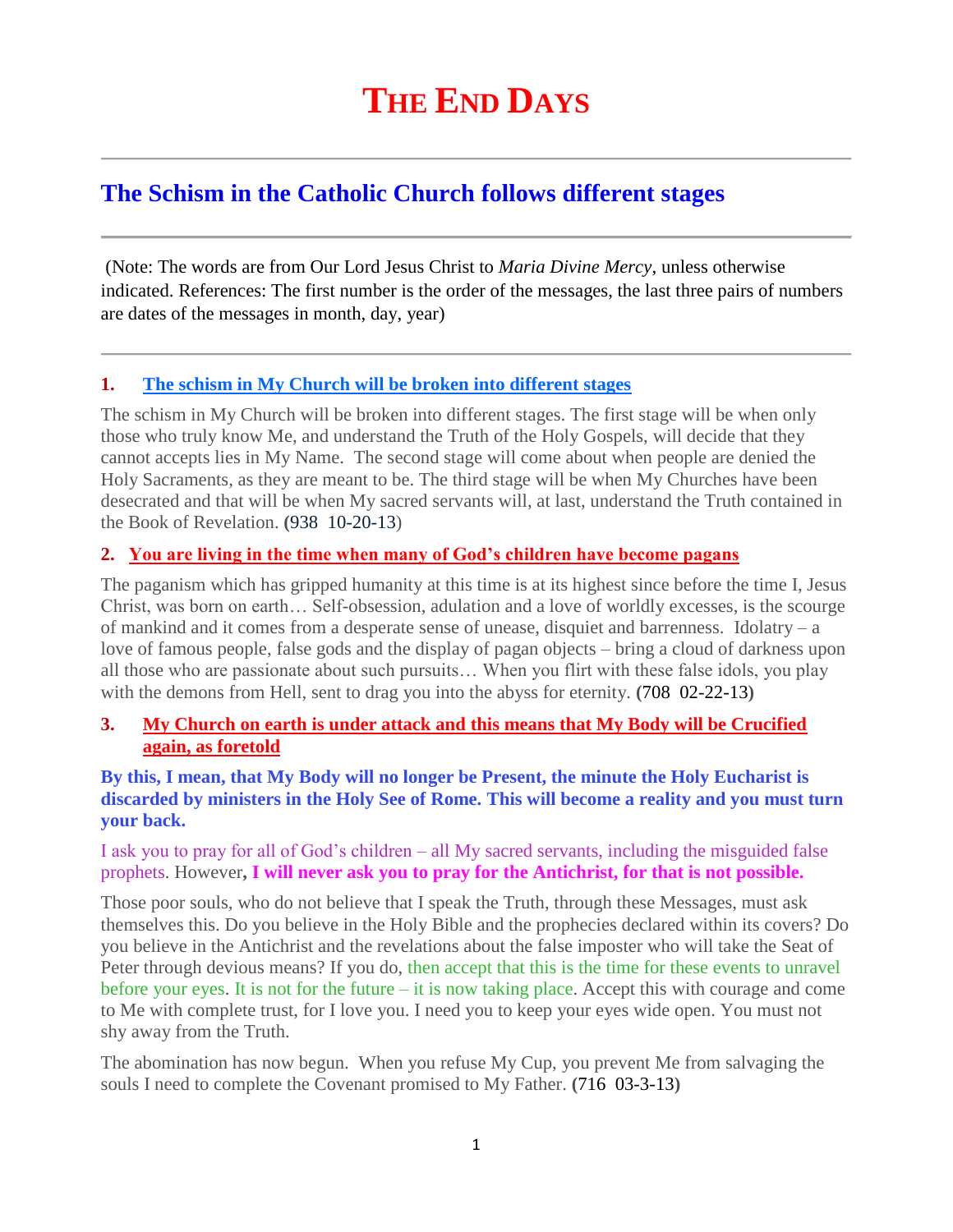# THE END DAYS

## The Schism in the Catholic Church follows different stages

(Note: The words are from Our Lord Jesus Christ to *Maria Divine Mercy*, unless otherwise indicated. References: The first number is the order of the messages, the last three pairs of numbers are dates of the messages in month, day, year)

### 1. The schism in My Church will be broken into different stages

The schism in My Church will be broken into different stages. The first stage will be when only those who truly know Me, and understand the Truth of the Holy Gospels, will decide that they cannot accepts lies in My Name. The second stage will come about when people are denied the Holy Sacraments, as they are meant to be. The third stage will be when My Churches have been desecrated and that will be when My sacred servants will, at last, understand the Truth contained in the Book of Revelation. **(**938 10-20-13)

### 2. You are living in the time when many of God's children have become pagans

The paganism which has gripped humanity at this time is at its highest since before the time I, Jesus Christ, was born on earth… Self-obsession, adulation and a love of worldly excesses, is the scourge of mankind and it comes from a desperate sense of unease, disquiet and barrenness. Idolatry – a love of famous people, false gods and the display of pagan objects – bring a cloud of darkness upon all those who are passionate about such pursuits… When you flirt with these false idols, you play with the demons from Hell, sent to drag you into the abyss for eternity. **(**708 02-22-13**)**

### 3. My Church on earth is under attack and this means that My Body will be Crucified again, as foretold

**By this, I mean, that My Body will no longer be Present, the minute the Holy Eucharist is discarded by ministers in the Holy See of Rome. This will become a reality and you must turn your back.**

I ask you to pray for all of God's children – all My sacred servants, including the misguided false prophets. However**, I will never ask you to pray for the Antichrist, for that is not possible.**

Those poor souls, who do not believe that I speak the Truth, through these Messages, must ask themselves this. Do you believe in the Holy Bible and the prophecies declared within its covers? Do you believe in the Antichrist and the revelations about the false imposter who will take the Seat of Peter through devious means? If you do, then accept that this is the time for these events to unravel before your eyes. It is not for the future – it is now taking place. Accept this with courage and come to Me with complete trust, for I love you. I need you to keep your eyes wide open. You must not shy away from the Truth.

The abomination has now begun. When you refuse My Cup, you prevent Me from salvaging the souls I need to complete the Covenant promised to My Father. **(**716 03-3-13**)**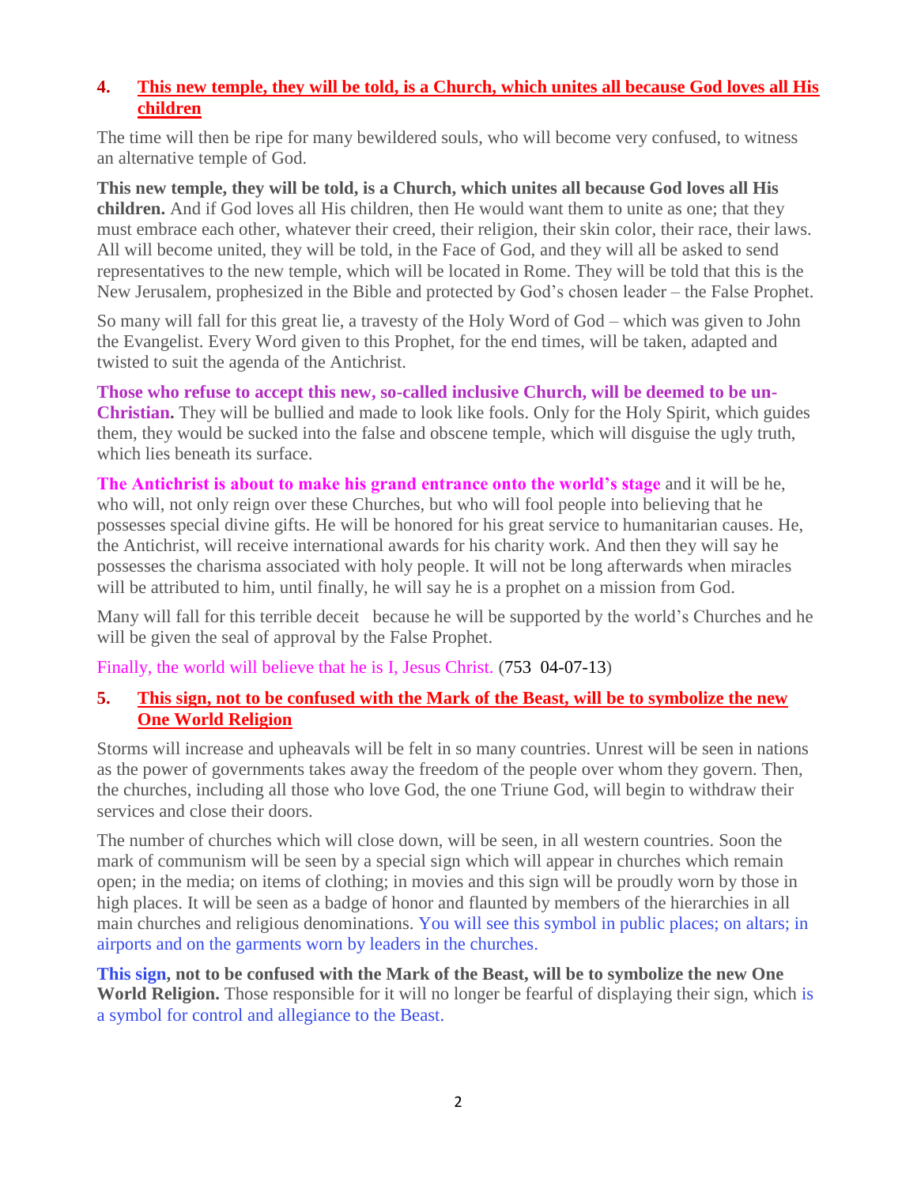## 4. This new temple, they will be told, is a Church, which unites all because God loves all His children

The time will then be ripe for many bewildered souls, who will become very confused, to witness an alternative temple of God.

**This new temple, they will be told, is a Church, which unites all because God loves all His children.** And if God loves all His children, then He would want them to unite as one; that they must embrace each other, whatever their creed, their religion, their skin color, their race, their laws. All will become united, they will be told, in the Face of God, and they will all be asked to send representatives to the new temple, which will be located in Rome. They will be told that this is the New Jerusalem, prophesized in the Bible and protected by God's chosen leader – the False Prophet.

So many will fall for this great lie, a travesty of the Holy Word of God – which was given to John the Evangelist. Every Word given to this Prophet, for the end times, will be taken, adapted and twisted to suit the agenda of the Antichrist.

**Those who refuse to accept this new, so-called inclusive Church, will be deemed to be un-Christian.** They will be bullied and made to look like fools. Only for the Holy Spirit, which guides them, they would be sucked into the false and obscene temple, which will disguise the ugly truth, which lies beneath its surface.

**The Antichrist is about to make his grand entrance onto the world's stage** and it will be he, who will, not only reign over these Churches, but who will fool people into believing that he possesses special divine gifts. He will be honored for his great service to humanitarian causes. He, the Antichrist, will receive international awards for his charity work. And then they will say he possesses the charisma associated with holy people. It will not be long afterwards when miracles will be attributed to him, until finally, he will say he is a prophet on a mission from God.

Many will fall for this terrible deceit because he will be supported by the world's Churches and he will be given the seal of approval by the False Prophet.

Finally, the world will believe that he is I, Jesus Christ. (753 04-07-13)

## 5. This sign, not to be confused with the Mark of the Beast, will be to symbolize the new One World Religion

Storms will increase and upheavals will be felt in so many countries. Unrest will be seen in nations as the power of governments takes away the freedom of the people over whom they govern. Then, the churches, including all those who love God, the one Triune God, will begin to withdraw their services and close their doors.

The number of churches which will close down, will be seen, in all western countries. Soon the mark of communism will be seen by a special sign which will appear in churches which remain open; in the media; on items of clothing; in movies and this sign will be proudly worn by those in high places. It will be seen as a badge of honor and flaunted by members of the hierarchies in all main churches and religious denominations. You will see this symbol in public places; on altars; in airports and on the garments worn by leaders in the churches.

**This sign, not to be confused with the Mark of the Beast, will be to symbolize the new One World Religion.** Those responsible for it will no longer be fearful of displaying their sign, which is a symbol for control and allegiance to the Beast.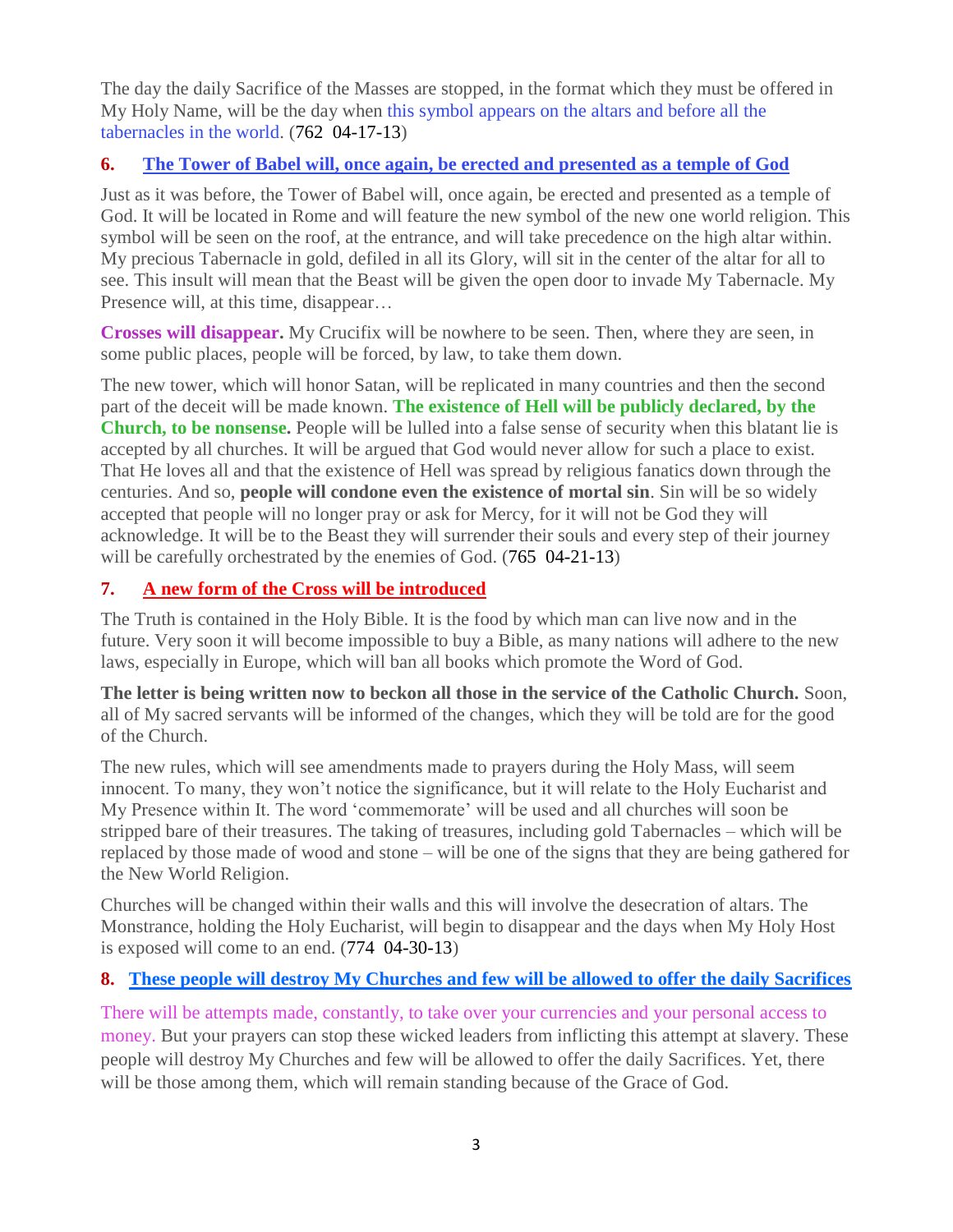The day the daily Sacrifice of the Masses are stopped, in the format which they must be offered in My Holy Name, will be the day when this symbol appears on the altars and before all the tabernacles in the world. (762 04-17-13)

### 6. The Tower of Babel will, once again, be erected and presented as a temple of God

Just as it was before, the Tower of Babel will, once again, be erected and presented as a temple of God. It will be located in Rome and will feature the new symbol of the new one world religion. This symbol will be seen on the roof, at the entrance, and will take precedence on the high altar within. My precious Tabernacle in gold, defiled in all its Glory, will sit in the center of the altar for all to see. This insult will mean that the Beast will be given the open door to invade My Tabernacle. My Presence will, at this time, disappear…

**Crosses will disappear.** My Crucifix will be nowhere to be seen. Then, where they are seen, in some public places, people will be forced, by law, to take them down.

The new tower, which will honor Satan, will be replicated in many countries and then the second part of the deceit will be made known. **The existence of Hell will be publicly declared, by the Church, to be nonsense.** People will be lulled into a false sense of security when this blatant lie is accepted by all churches. It will be argued that God would never allow for such a place to exist. That He loves all and that the existence of Hell was spread by religious fanatics down through the centuries. And so, **people will condone even the existence of mortal sin**. Sin will be so widely accepted that people will no longer pray or ask for Mercy, for it will not be God they will acknowledge. It will be to the Beast they will surrender their souls and every step of their journey will be carefully orchestrated by the enemies of God. (765 04-21-13)

### 7. A new form of the Cross will be introduced

The Truth is contained in the Holy Bible. It is the food by which man can live now and in the future. Very soon it will become impossible to buy a Bible, as many nations will adhere to the new laws, especially in Europe, which will ban all books which promote the Word of God.

**The letter is being written now to beckon all those in the service of the Catholic Church.** Soon, all of My sacred servants will be informed of the changes, which they will be told are for the good of the Church.

The new rules, which will see amendments made to prayers during the Holy Mass, will seem innocent. To many, they won't notice the significance, but it will relate to the Holy Eucharist and My Presence within It. The word 'commemorate' will be used and all churches will soon be stripped bare of their treasures. The taking of treasures, including gold Tabernacles – which will be replaced by those made of wood and stone – will be one of the signs that they are being gathered for the New World Religion.

Churches will be changed within their walls and this will involve the desecration of altars. The Monstrance, holding the Holy Eucharist, will begin to disappear and the days when My Holy Host is exposed will come to an end. (774 04-30-13)

### 8. These people will destroy My Churches and few will be allowed to offer the daily Sacrifices

There will be attempts made, constantly, to take over your currencies and your personal access to money. But your prayers can stop these wicked leaders from inflicting this attempt at slavery. These people will destroy My Churches and few will be allowed to offer the daily Sacrifices. Yet, there will be those among them, which will remain standing because of the Grace of God.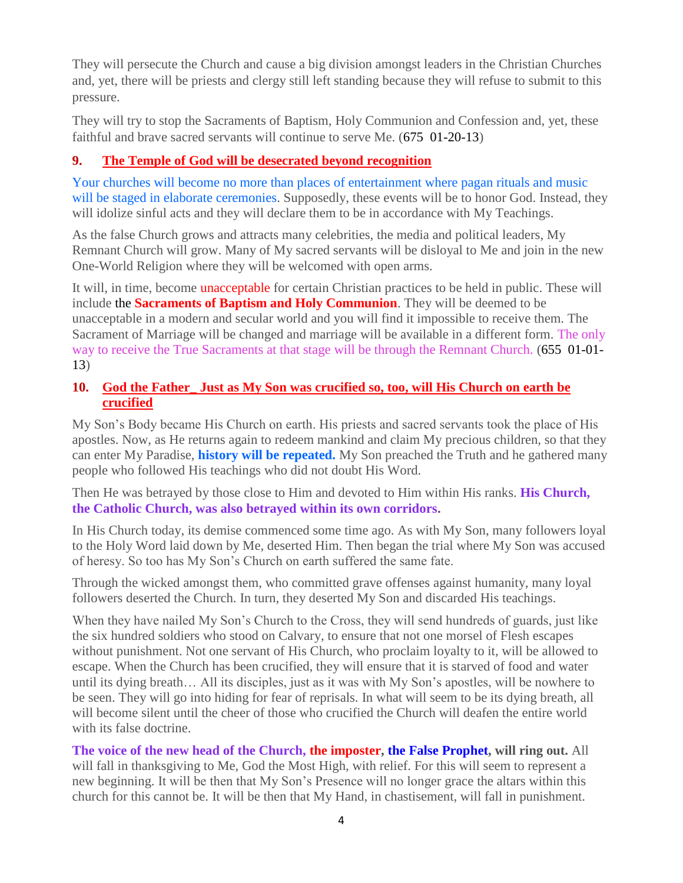They will persecute the Church and cause a big division amongst leaders in the Christian Churches and, yet, there will be priests and clergy still left standing because they will refuse to submit to this pressure.

They will try to stop the Sacraments of Baptism, Holy Communion and Confession and, yet, these faithful and brave sacred servants will continue to serve Me. (675 01-20-13)

## 9. The Temple of God will be desecrated beyond recognition

Your churches will become no more than places of entertainment where pagan rituals and music will be staged in elaborate ceremonies. Supposedly, these events will be to honor God. Instead, they will idolize sinful acts and they will declare them to be in accordance with My Teachings.

As the false Church grows and attracts many celebrities, the media and political leaders, My Remnant Church will grow. Many of My sacred servants will be disloyal to Me and join in the new One-World Religion where they will be welcomed with open arms.

It will, in time, become unacceptable for certain Christian practices to be held in public. These will include the **Sacraments of Baptism and Holy Communion**. They will be deemed to be unacceptable in a modern and secular world and you will find it impossible to receive them. The Sacrament of Marriage will be changed and marriage will be available in a different form. The only way to receive the True Sacraments at that stage will be through the Remnant Church. (655 01-01-13)

## 10. God the Father_ Just as My Son was crucified so, too, will His Church on earth be crucified

My Son's Body became His Church on earth. His priests and sacred servants took the place of His apostles. Now, as He returns again to redeem mankind and claim My precious children, so that they can enter My Paradise, **history will be repeated.** My Son preached the Truth and he gathered many people who followed His teachings who did not doubt His Word.

Then He was betrayed by those close to Him and devoted to Him within His ranks. **His Church, the Catholic Church, was also betrayed within its own corridors.**

In His Church today, its demise commenced some time ago. As with My Son, many followers loyal to the Holy Word laid down by Me, deserted Him. Then began the trial where My Son was accused of heresy. So too has My Son's Church on earth suffered the same fate.

Through the wicked amongst them, who committed grave offenses against humanity, many loyal followers deserted the Church. In turn, they deserted My Son and discarded His teachings.

When they have nailed My Son's Church to the Cross, they will send hundreds of guards, just like the six hundred soldiers who stood on Calvary, to ensure that not one morsel of Flesh escapes without punishment. Not one servant of His Church, who proclaim loyalty to it, will be allowed to escape. When the Church has been crucified, they will ensure that it is starved of food and water until its dying breath… All its disciples, just as it was with My Son's apostles, will be nowhere to be seen. They will go into hiding for fear of reprisals. In what will seem to be its dying breath, all will become silent until the cheer of those who crucified the Church will deafen the entire world with its false doctrine.

**The voice of the new head of the Church, the imposter, the False Prophet, will ring out.** All will fall in thanksgiving to Me, God the Most High, with relief. For this will seem to represent a new beginning. It will be then that My Son's Presence will no longer grace the altars within this church for this cannot be. It will be then that My Hand, in chastisement, will fall in punishment.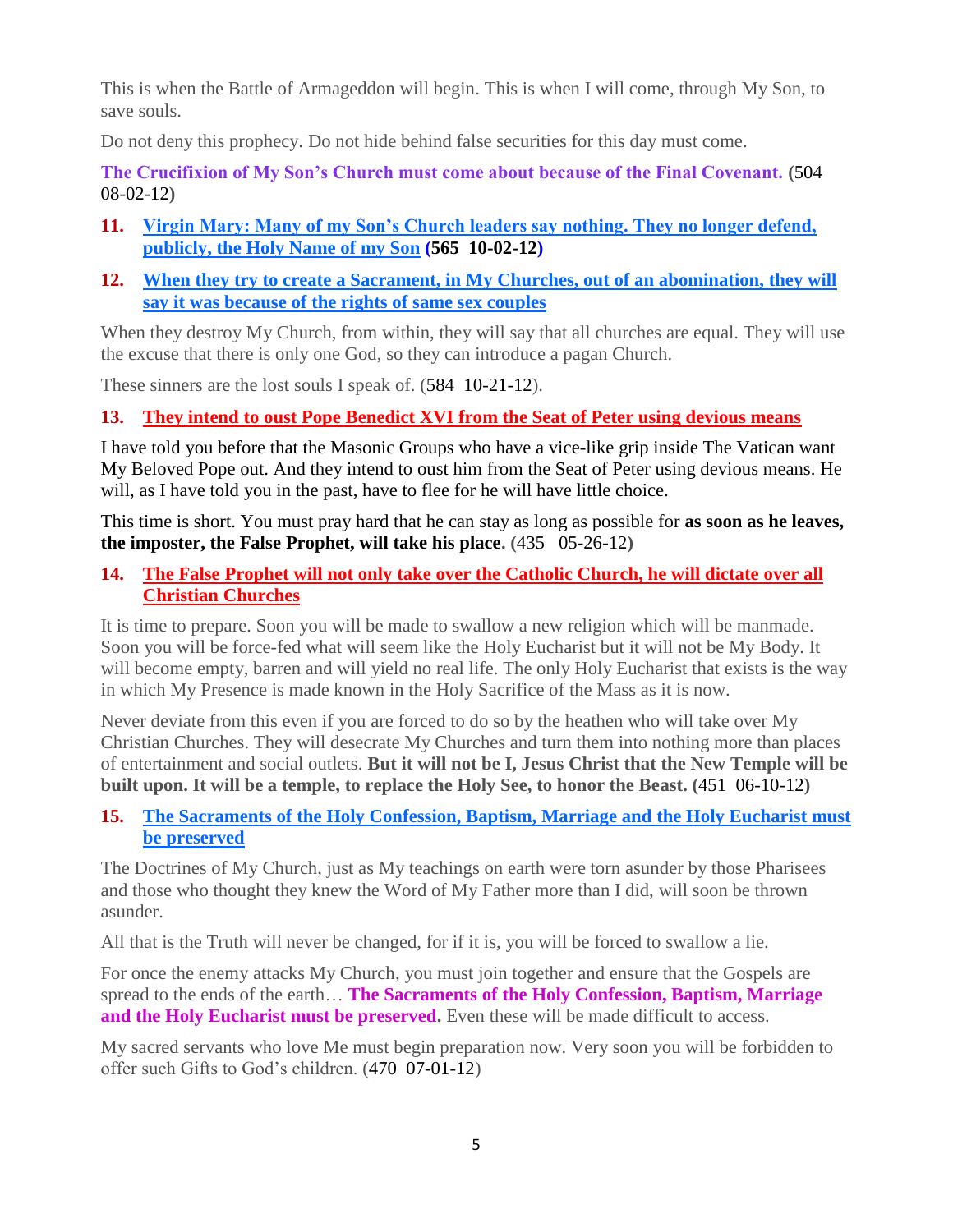This is when the Battle of Armageddon will begin. This is when I will come, through My Son, to save souls.

Do not deny this prophecy. Do not hide behind false securities for this day must come.

**The Crucifixion of My Son's Church must come about because of the Final Covenant.** (504 08-02-12)

11. **Virgin Mary: Many of my Son's Church leaders say nothing. They no longer defend, publicly, the Holy Name of my Son (565 10-02-12)**

12. **When they try to create a Sacrament, in My Churches, out of an abomination, they will say it was because of the rights of same sex couples**

When they destroy My Church, from within, they will say that all churches are equal. They will use the excuse that there is only one God, so they can introduce a pagan Church.

These sinners are the lost souls I speak of. (584 10-21-12).

13. **They intend to oust Pope Benedict XVI from the Seat of Peter using devious means**

I have told you before that the Masonic Groups who have a vice-like grip inside The Vatican want My Beloved Pope out. And they intend to oust him from the Seat of Peter using devious means. He will, as I have told you in the past, have to flee for he will have little choice.

This time is short. You must pray hard that he can stay as long as possible for **as soon as he leaves, the imposter, the False Prophet, will take his place**. (435 05-26-12)

14. **The False Prophet will not only take over the Catholic Church, he will dictate over all Christian Churches**

It is time to prepare. Soon you will be made to swallow a new religion which will be manmade. Soon you will be force-fed what will seem like the Holy Eucharist but it will not be My Body. It will become empty, barren and will yield no real life. The only Holy Eucharist that exists is the way in which My Presence is made known in the Holy Sacrifice of the Mass as it is now.

Never deviate from this even if you are forced to do so by the heathen who will take over My Christian Churches. They will desecrate My Churches and turn them into nothing more than places of entertainment and social outlets. **But it will not be I, Jesus Christ that the New Temple will be built upon. It will be a temple, to replace the Holy See, to honor the Beast.** (451 06-10-12)

15. **The Sacraments of the Holy Confession, Baptism, Marriage and the Holy Eucharist must be preserved**

The Doctrines of My Church, just as My teachings on earth were torn asunder by those Pharisees and those who thought they knew the Word of My Father more than I did, will soon be thrown asunder.

All that is the Truth will never be changed, for if it is, you will be forced to swallow a lie.

For once the enemy attacks My Church, you must join together and ensure that the Gospels are spread to the ends of the earth… **The Sacraments of the Holy Confession, Baptism, Marriage and the Holy Eucharist must be preserved.** Even these will be made difficult to access.

My sacred servants who love Me must begin preparation now. Very soon you will be forbidden to offer such Gifts to God's children. (470 07-01-12)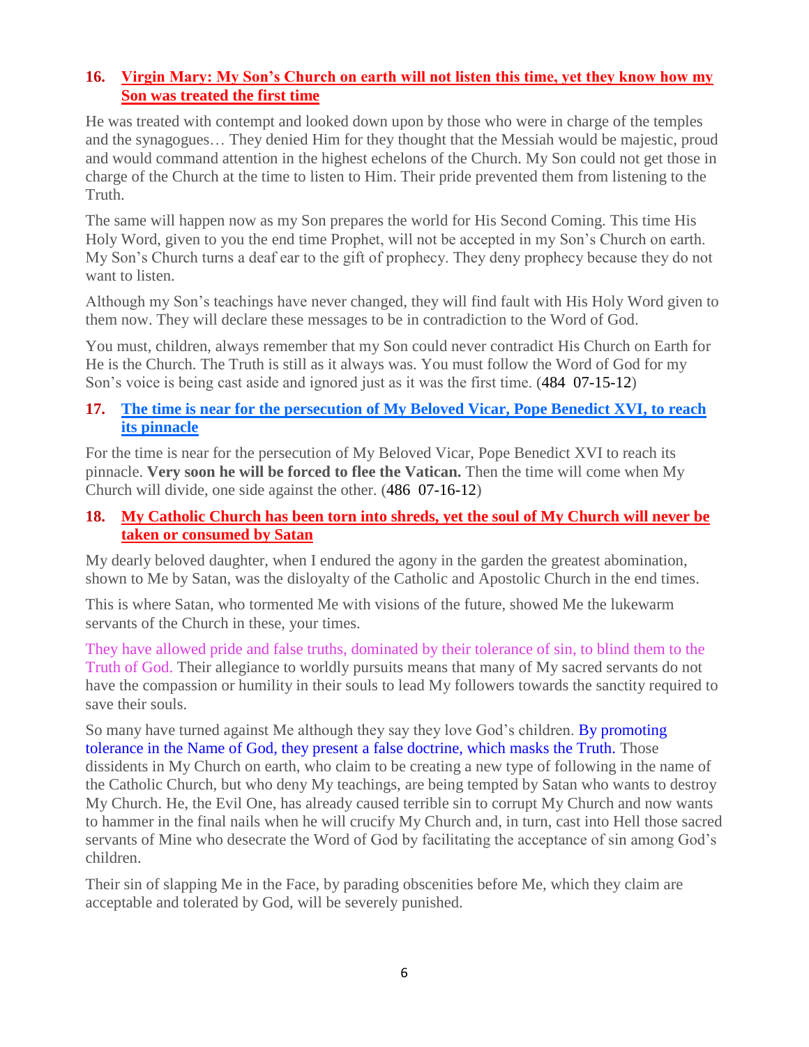### 16. Virgin Mary: My Son's Church on earth will not listen this time, yet they know how my Son was treated the first time

He was treated with contempt and looked down upon by those who were in charge of the temples and the synagogues… They denied Him for they thought that the Messiah would be majestic, proud and would command attention in the highest echelons of the Church. My Son could not get those in charge of the Church at the time to listen to Him. Their pride prevented them from listening to the Truth.

The same will happen now as my Son prepares the world for His Second Coming. This time His Holy Word, given to you the end time Prophet, will not be accepted in my Son's Church on earth. My Son's Church turns a deaf ear to the gift of prophecy. They deny prophecy because they do not want to listen.

Although my Son's teachings have never changed, they will find fault with His Holy Word given to them now. They will declare these messages to be in contradiction to the Word of God.

You must, children, always remember that my Son could never contradict His Church on Earth for He is the Church. The Truth is still as it always was. You must follow the Word of God for my Son's voice is being cast aside and ignored just as it was the first time. (484 07-15-12)

### 17. The time is near for the persecution of My Beloved Vicar, Pope Benedict XVI, to reach its pinnacle

For the time is near for the persecution of My Beloved Vicar, Pope Benedict XVI to reach its pinnacle. **Very soon he will be forced to flee the Vatican.** Then the time will come when My Church will divide, one side against the other. (486 07-16-12)

### 18. My Catholic Church has been torn into shreds, yet the soul of My Church will never be taken or consumed by Satan

My dearly beloved daughter, when I endured the agony in the garden the greatest abomination, shown to Me by Satan, was the disloyalty of the Catholic and Apostolic Church in the end times.

This is where Satan, who tormented Me with visions of the future, showed Me the lukewarm servants of the Church in these, your times.

They have allowed pride and false truths, dominated by their tolerance of sin, to blind them to the Truth of God. Their allegiance to worldly pursuits means that many of My sacred servants do not have the compassion or humility in their souls to lead My followers towards the sanctity required to save their souls.

So many have turned against Me although they say they love God's children. By promoting tolerance in the Name of God, they present a false doctrine, which masks the Truth. Those dissidents in My Church on earth, who claim to be creating a new type of following in the name of the Catholic Church, but who deny My teachings, are being tempted by Satan who wants to destroy My Church. He, the Evil One, has already caused terrible sin to corrupt My Church and now wants to hammer in the final nails when he will crucify My Church and, in turn, cast into Hell those sacred servants of Mine who desecrate the Word of God by facilitating the acceptance of sin among God's children.

Their sin of slapping Me in the Face, by parading obscenities before Me, which they claim are acceptable and tolerated by God, will be severely punished.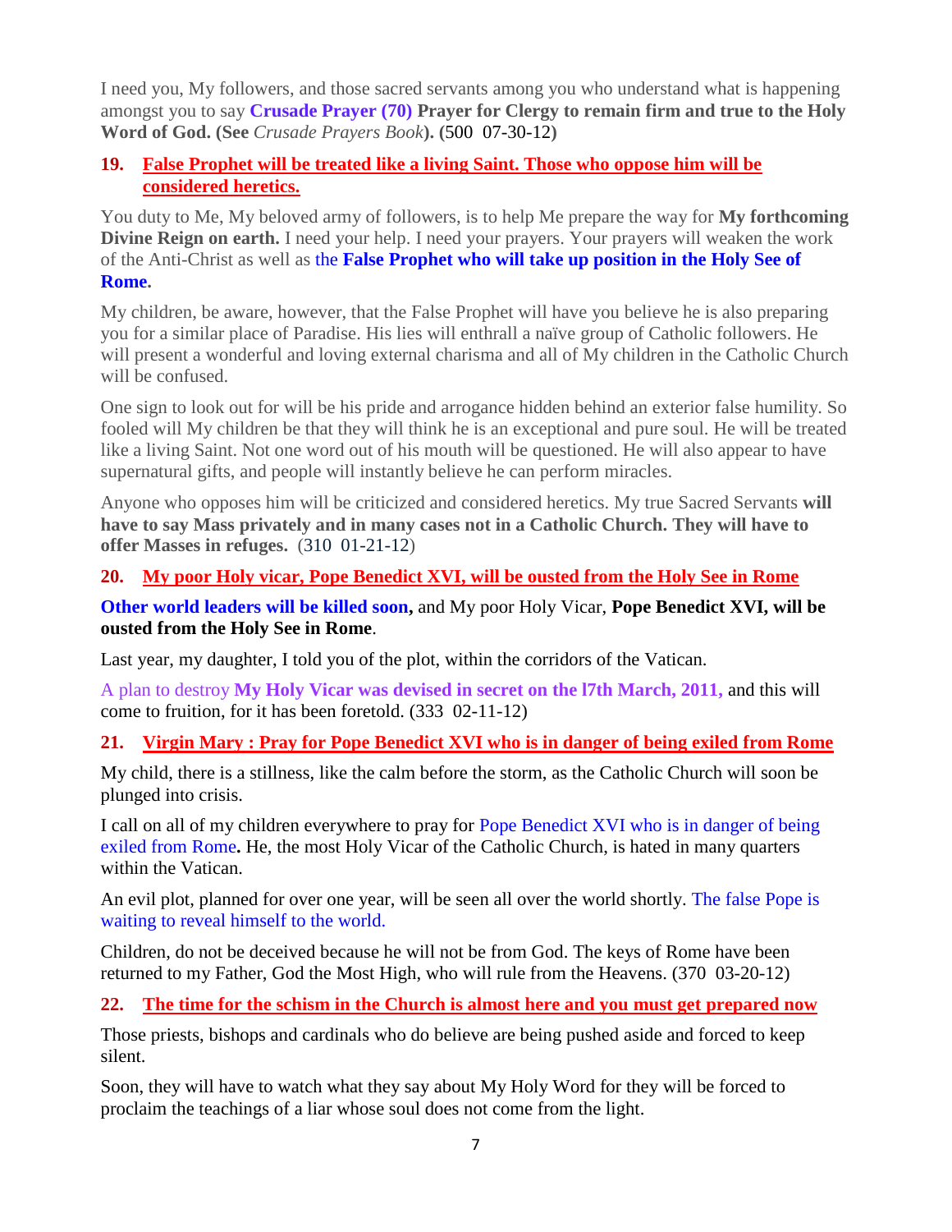I need you, My followers, and those sacred servants among you who understand what is happening amongst you to say **Crusade Prayer (70) Prayer for Clergy to remain firm and true to the Holy Word of God. (See** *Crusade Prayers Book***). (500 07-30-12)**

### 19. False Prophet will be treated like a living Saint. Those who oppose him will be considered heretics.

You duty to Me, My beloved army of followers, is to help Me prepare the way for **My forthcoming Divine Reign on earth.** I need your help. I need your prayers. Your prayers will weaken the work of the Anti-Christ as well as the **False Prophet who will take up position in the Holy See of Rome.**

My children, be aware, however, that the False Prophet will have you believe he is also preparing you for a similar place of Paradise. His lies will enthrall a naïve group of Catholic followers. He will present a wonderful and loving external charisma and all of My children in the Catholic Church will be confused.

One sign to look out for will be his pride and arrogance hidden behind an exterior false humility. So fooled will My children be that they will think he is an exceptional and pure soul. He will be treated like a living Saint. Not one word out of his mouth will be questioned. He will also appear to have supernatural gifts, and people will instantly believe he can perform miracles.

Anyone who opposes him will be criticized and considered heretics. My true Sacred Servants **will have to say Mass privately and in many cases not in a Catholic Church. They will have to offer Masses in refuges.** (310 01-21-12)

### 20. My poor Holy vicar, Pope Benedict XVI, will be ousted from the Holy See in Rome

**Other world leaders will be killed soon,** and My poor Holy Vicar, **Pope Benedict XVI, will be ousted from the Holy See in Rome**.

Last year, my daughter, I told you of the plot, within the corridors of the Vatican.

A plan to destroy **My Holy Vicar was devised in secret on the l7th March, 2011,** and this will come to fruition, for it has been foretold. (333 02-11-12)

### 21. Virgin Mary : Pray for Pope Benedict XVI who is in danger of being exiled from Rome

My child, there is a stillness, like the calm before the storm, as the Catholic Church will soon be plunged into crisis.

I call on all of my children everywhere to pray for Pope Benedict XVI who is in danger of being exiled from Rome**.** He, the most Holy Vicar of the Catholic Church, is hated in many quarters within the Vatican.

An evil plot, planned for over one year, will be seen all over the world shortly. The false Pope is waiting to reveal himself to the world.

Children, do not be deceived because he will not be from God. The keys of Rome have been returned to my Father, God the Most High, who will rule from the Heavens. (370 03-20-12)

### 22. The time for the schism in the Church is almost here and you must get prepared now

Those priests, bishops and cardinals who do believe are being pushed aside and forced to keep silent.

Soon, they will have to watch what they say about My Holy Word for they will be forced to proclaim the teachings of a liar whose soul does not come from the light.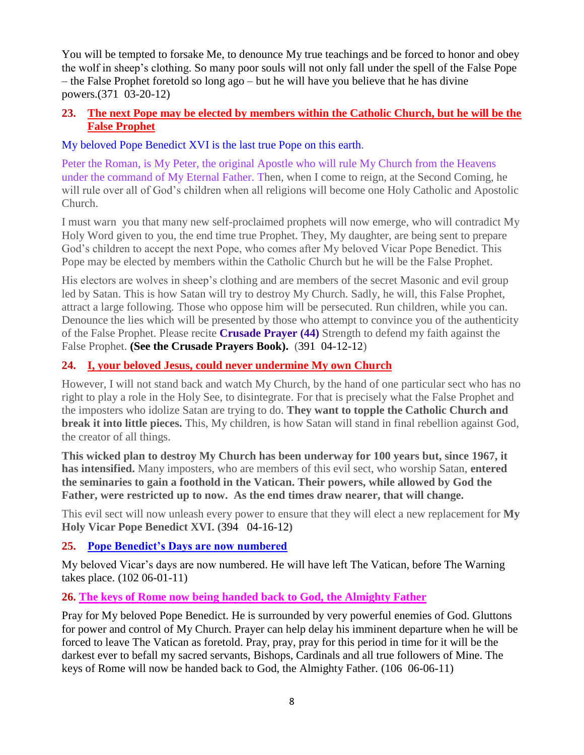You will be tempted to forsake Me, to denounce My true teachings and be forced to honor and obey the wolf in sheep's clothing. So many poor souls will not only fall under the spell of the False Pope – the False Prophet foretold so long ago – but he will have you believe that he has divine powers.(371 03-20-12)

### 23. The next Pope may be elected by members within the Catholic Church, but he will be the False Prophet

My beloved Pope Benedict XVI is the last true Pope on this earth.

Peter the Roman, is My Peter, the original Apostle who will rule My Church from the Heavens under the command of My Eternal Father. Then, when I come to reign, at the Second Coming, he will rule over all of God's children when all religions will become one Holy Catholic and Apostolic Church.

I must warn you that many new self-proclaimed prophets will now emerge, who will contradict My Holy Word given to you, the end time true Prophet. They, My daughter, are being sent to prepare God's children to accept the next Pope, who comes after My beloved Vicar Pope Benedict. This Pope may be elected by members within the Catholic Church but he will be the False Prophet.

His electors are wolves in sheep's clothing and are members of the secret Masonic and evil group led by Satan. This is how Satan will try to destroy My Church. Sadly, he will, this False Prophet, attract a large following. Those who oppose him will be persecuted. Run children, while you can. Denounce the lies which will be presented by those who attempt to convince you of the authenticity of the False Prophet. Please recite **Crusade Prayer (44)** Strength to defend my faith against the False Prophet. **(See the Crusade Prayers Book).** (391 04-12-12)

### 24. I, your beloved Jesus, could never undermine My own Church

However, I will not stand back and watch My Church, by the hand of one particular sect who has no right to play a role in the Holy See, to disintegrate. For that is precisely what the False Prophet and the imposters who idolize Satan are trying to do. **They want to topple the Catholic Church and break it into little pieces.** This, My children, is how Satan will stand in final rebellion against God, the creator of all things.

**This wicked plan to destroy My Church has been underway for 100 years but, since 1967, it has intensified.** Many imposters, who are members of this evil sect, who worship Satan, **entered the seminaries to gain a foothold in the Vatican. Their powers, while allowed by God the Father, were restricted up to now. As the end times draw nearer, that will change.**

This evil sect will now unleash every power to ensure that they will elect a new replacement for **My Holy Vicar Pope Benedict XVI. (**394 04-16-12**)**

### 25. Pope Benedict's Days are now numbered

My beloved Vicar's days are now numbered. He will have left The Vatican, before The Warning takes place. (102 06-01-11)

### 26. The keys of Rome now being handed back to God, the Almighty Father

Pray for My beloved Pope Benedict. He is surrounded by very powerful enemies of God. Gluttons for power and control of My Church. Prayer can help delay his imminent departure when he will be forced to leave The Vatican as foretold. Pray, pray, pray for this period in time for it will be the darkest ever to befall my sacred servants, Bishops, Cardinals and all true followers of Mine. The keys of Rome will now be handed back to God, the Almighty Father. (106 06-06-11)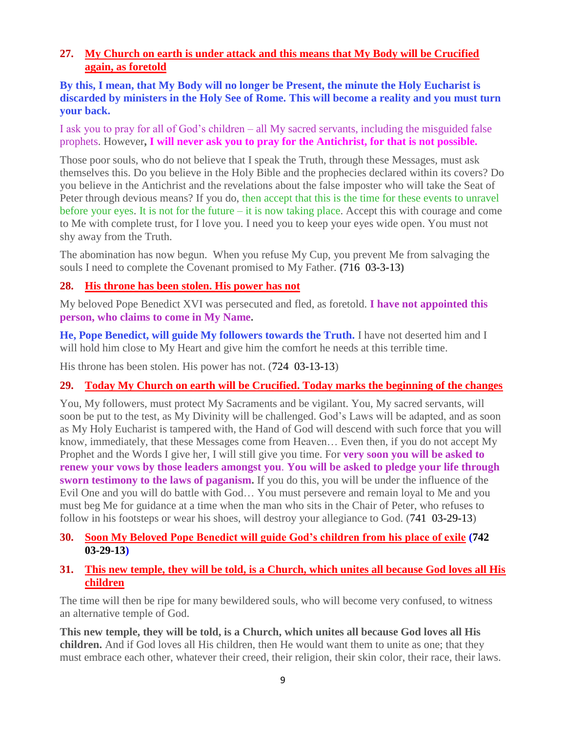27. **My Church on earth is under attack and this means that My Body will be Crucified again, as foretold**

**By this, I mean, that My Body will no longer be Present, the minute the Holy Eucharist is discarded by ministers in the Holy See of Rome. This will become a reality and you must turn your back.**

I ask you to pray for all of God's children – all My sacred servants, including the misguided false prophets. However**, I will never ask you to pray for the Antichrist, for that is not possible.**

Those poor souls, who do not believe that I speak the Truth, through these Messages, must ask themselves this. Do you believe in the Holy Bible and the prophecies declared within its covers? Do you believe in the Antichrist and the revelations about the false imposter who will take the Seat of Peter through devious means? If you do, then accept that this is the time for these events to unravel before your eyes. It is not for the future – it is now taking place. Accept this with courage and come to Me with complete trust, for I love you. I need you to keep your eyes wide open. You must not shy away from the Truth.

The abomination has now begun. When you refuse My Cup, you prevent Me from salvaging the souls I need to complete the Covenant promised to My Father. **(**716 03-3-13**)**

28. **His throne has been stolen. His power has not**

My beloved Pope Benedict XVI was persecuted and fled, as foretold. **I have not appointed this person, who claims to come in My Name.**

**He, Pope Benedict, will guide My followers towards the Truth.** I have not deserted him and I will hold him close to My Heart and give him the comfort he needs at this terrible time.

His throne has been stolen. His power has not. (724 03-13-13)

29. **Today My Church on earth will be Crucified. Today marks the beginning of the changes**

You, My followers, must protect My Sacraments and be vigilant. You, My sacred servants, will soon be put to the test, as My Divinity will be challenged. God's Laws will be adapted, and as soon as My Holy Eucharist is tampered with, the Hand of God will descend with such force that you will know, immediately, that these Messages come from Heaven… Even then, if you do not accept My Prophet and the Words I give her, I will still give you time. For **very soon you will be asked to renew your vows by those leaders amongst you**. **You will be asked to pledge your life through sworn testimony to the laws of paganism.** If you do this, you will be under the influence of the Evil One and you will do battle with God… You must persevere and remain loyal to Me and you must beg Me for guidance at a time when the man who sits in the Chair of Peter, who refuses to follow in his footsteps or wear his shoes, will destroy your allegiance to God. (741 03-29-13)

30. **Soon My Beloved Pope Benedict will guide God's children from his place of exile (742 03-29-13)**

31. **This new temple, they will be told, is a Church, which unites all because God loves all His children**

The time will then be ripe for many bewildered souls, who will become very confused, to witness an alternative temple of God.

**This new temple, they will be told, is a Church, which unites all because God loves all His children.** And if God loves all His children, then He would want them to unite as one; that they must embrace each other, whatever their creed, their religion, their skin color, their race, their laws.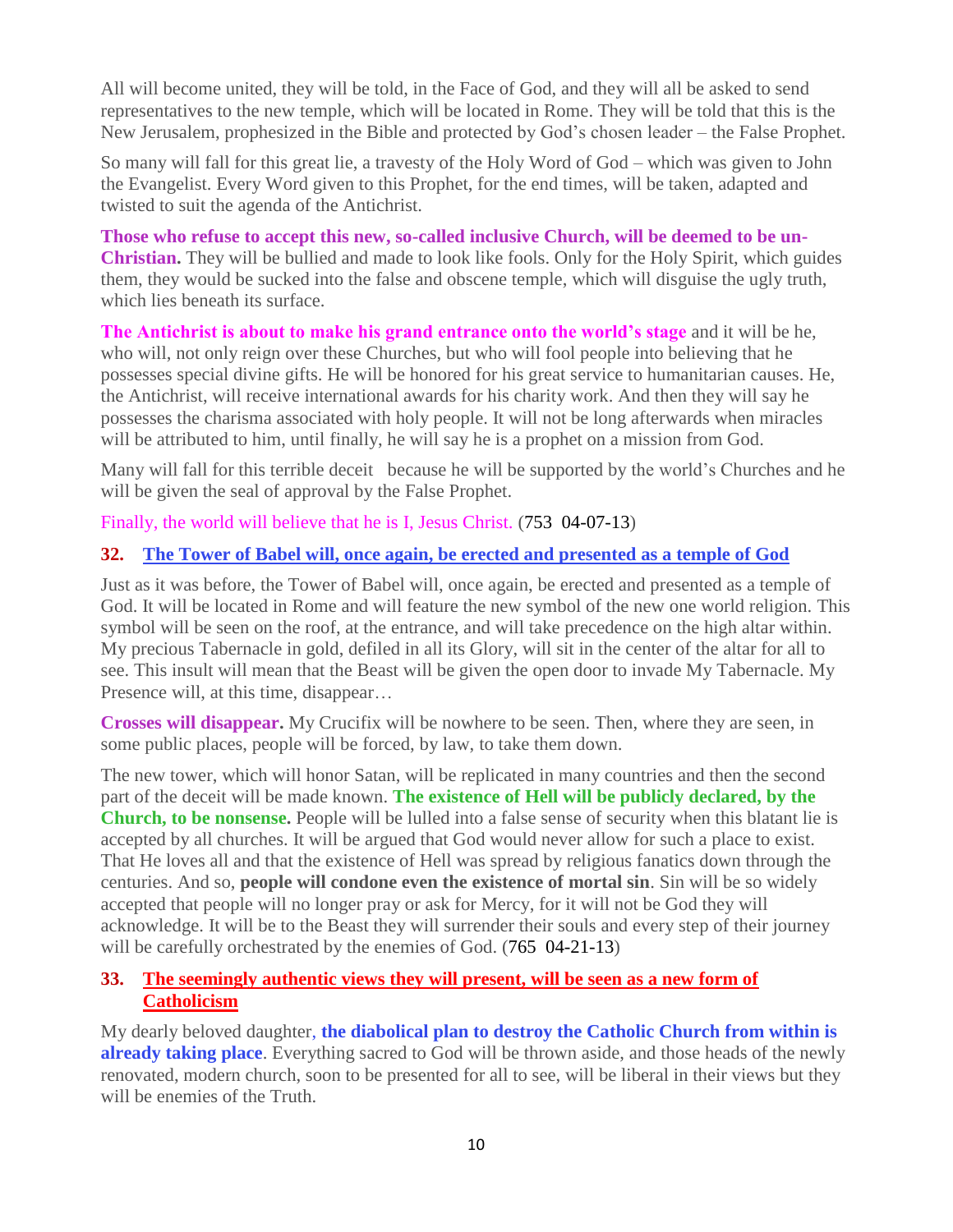All will become united, they will be told, in the Face of God, and they will all be asked to send representatives to the new temple, which will be located in Rome. They will be told that this is the New Jerusalem, prophesized in the Bible and protected by God's chosen leader – the False Prophet.

So many will fall for this great lie, a travesty of the Holy Word of God – which was given to John the Evangelist. Every Word given to this Prophet, for the end times, will be taken, adapted and twisted to suit the agenda of the Antichrist.

**Those who refuse to accept this new, so-called inclusive Church, will be deemed to be un-Christian.** They will be bullied and made to look like fools. Only for the Holy Spirit, which guides them, they would be sucked into the false and obscene temple, which will disguise the ugly truth, which lies beneath its surface.

**The Antichrist is about to make his grand entrance onto the world's stage** and it will be he, who will, not only reign over these Churches, but who will fool people into believing that he possesses special divine gifts. He will be honored for his great service to humanitarian causes. He, the Antichrist, will receive international awards for his charity work. And then they will say he possesses the charisma associated with holy people. It will not be long afterwards when miracles will be attributed to him, until finally, he will say he is a prophet on a mission from God.

Many will fall for this terrible deceit because he will be supported by the world's Churches and he will be given the seal of approval by the False Prophet.

Finally, the world will believe that he is I, Jesus Christ. (753 04-07-13)

## 32. The Tower of Babel will, once again, be erected and presented as a temple of God

Just as it was before, the Tower of Babel will, once again, be erected and presented as a temple of God. It will be located in Rome and will feature the new symbol of the new one world religion. This symbol will be seen on the roof, at the entrance, and will take precedence on the high altar within. My precious Tabernacle in gold, defiled in all its Glory, will sit in the center of the altar for all to see. This insult will mean that the Beast will be given the open door to invade My Tabernacle. My Presence will, at this time, disappear…

**Crosses will disappear.** My Crucifix will be nowhere to be seen. Then, where they are seen, in some public places, people will be forced, by law, to take them down.

The new tower, which will honor Satan, will be replicated in many countries and then the second part of the deceit will be made known. **The existence of Hell will be publicly declared, by the Church, to be nonsense.** People will be lulled into a false sense of security when this blatant lie is accepted by all churches. It will be argued that God would never allow for such a place to exist. That He loves all and that the existence of Hell was spread by religious fanatics down through the centuries. And so, **people will condone even the existence of mortal sin**. Sin will be so widely accepted that people will no longer pray or ask for Mercy, for it will not be God they will acknowledge. It will be to the Beast they will surrender their souls and every step of their journey will be carefully orchestrated by the enemies of God. (765 04-21-13)

## 33. The seemingly authentic views they will present, will be seen as a new form of Catholicism

My dearly beloved daughter, **the diabolical plan to destroy the Catholic Church from within is already taking place**. Everything sacred to God will be thrown aside, and those heads of the newly renovated, modern church, soon to be presented for all to see, will be liberal in their views but they will be enemies of the Truth.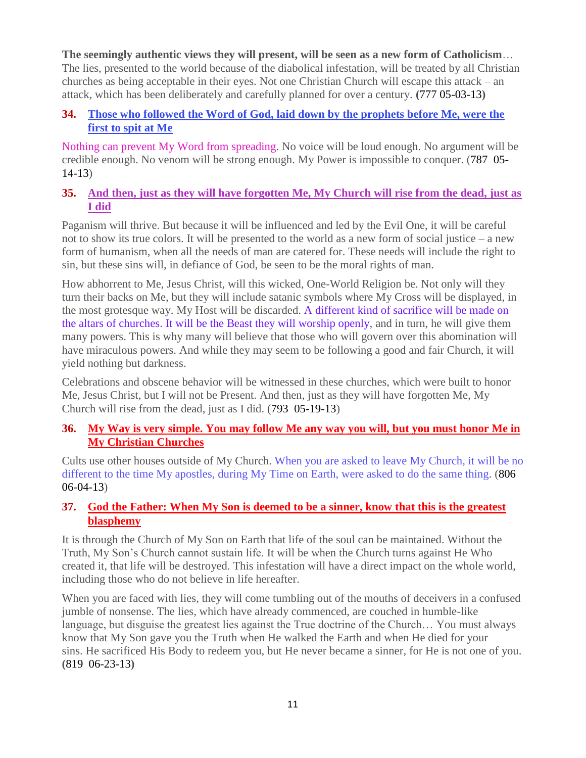**The seemingly authentic views they will present, will be seen as a new form of Catholicism**… The lies, presented to the world because of the diabolical infestation, will be treated by all Christian churches as being acceptable in their eyes. Not one Christian Church will escape this attack – an attack, which has been deliberately and carefully planned for over a century. **(**777 05-03-13**)**

### 34. Those who followed the Word of God, laid down by the prophets before Me, were the first to spit at Me

Nothing can prevent My Word from spreading. No voice will be loud enough. No argument will be credible enough. No venom will be strong enough. My Power is impossible to conquer. (787 05-14-13)

### 35. And then, just as they will have forgotten Me, My Church will rise from the dead, just as I did

Paganism will thrive. But because it will be influenced and led by the Evil One, it will be careful not to show its true colors. It will be presented to the world as a new form of social justice – a new form of humanism, when all the needs of man are catered for. These needs will include the right to sin, but these sins will, in defiance of God, be seen to be the moral rights of man.

How abhorrent to Me, Jesus Christ, will this wicked, One-World Religion be. Not only will they turn their backs on Me, but they will include satanic symbols where My Cross will be displayed, in the most grotesque way. My Host will be discarded. A different kind of sacrifice will be made on the altars of churches. It will be the Beast they will worship openly, and in turn, he will give them many powers. This is why many will believe that those who will govern over this abomination will have miraculous powers. And while they may seem to be following a good and fair Church, it will yield nothing but darkness.

Celebrations and obscene behavior will be witnessed in these churches, which were built to honor Me, Jesus Christ, but I will not be Present. And then, just as they will have forgotten Me, My Church will rise from the dead, just as I did. (793 05-19-13)

### 36. My Way is very simple. You may follow Me any way you will, but you must honor Me in My Christian Churches

Cults use other houses outside of My Church. When you are asked to leave My Church, it will be no different to the time My apostles, during My Time on Earth, were asked to do the same thing. (806 06-04-13)

### 37. God the Father: When My Son is deemed to be a sinner, know that this is the greatest blasphemy

It is through the Church of My Son on Earth that life of the soul can be maintained. Without the Truth, My Son's Church cannot sustain life. It will be when the Church turns against He Who created it, that life will be destroyed. This infestation will have a direct impact on the whole world, including those who do not believe in life hereafter.

When you are faced with lies, they will come tumbling out of the mouths of deceivers in a confused jumble of nonsense. The lies, which have already commenced, are couched in humble-like language, but disguise the greatest lies against the True doctrine of the Church… You must always know that My Son gave you the Truth when He walked the Earth and when He died for your sins. He sacrificed His Body to redeem you, but He never became a sinner, for He is not one of you. **(**819 06-23-13**)**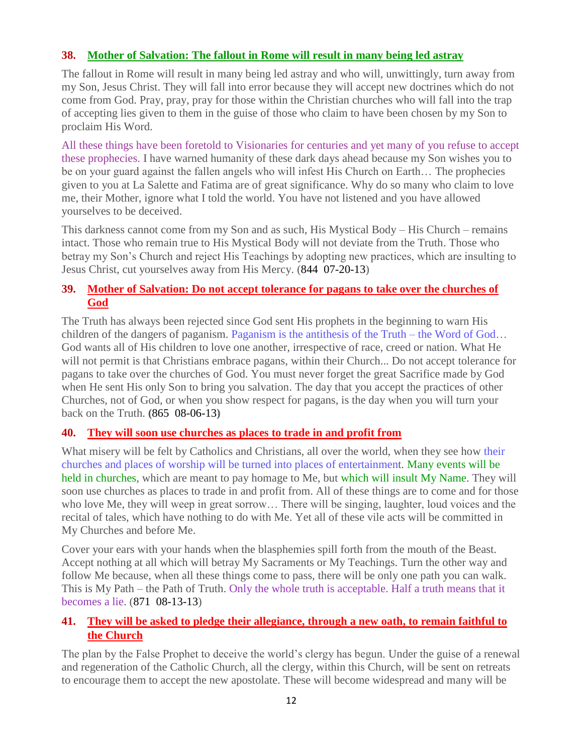### 38. Mother of Salvation: The fallout in Rome will result in many being led astray

The fallout in Rome will result in many being led astray and who will, unwittingly, turn away from my Son, Jesus Christ. They will fall into error because they will accept new doctrines which do not come from God. Pray, pray, pray for those within the Christian churches who will fall into the trap of accepting lies given to them in the guise of those who claim to have been chosen by my Son to proclaim His Word.

All these things have been foretold to Visionaries for centuries and yet many of you refuse to accept these prophecies. I have warned humanity of these dark days ahead because my Son wishes you to be on your guard against the fallen angels who will infest His Church on Earth… The prophecies given to you at La Salette and Fatima are of great significance. Why do so many who claim to love me, their Mother, ignore what I told the world. You have not listened and you have allowed yourselves to be deceived.

This darkness cannot come from my Son and as such, His Mystical Body – His Church – remains intact. Those who remain true to His Mystical Body will not deviate from the Truth. Those who betray my Son's Church and reject His Teachings by adopting new practices, which are insulting to Jesus Christ, cut yourselves away from His Mercy. (844 07-20-13)

### 39. Mother of Salvation: Do not accept tolerance for pagans to take over the churches of God

The Truth has always been rejected since God sent His prophets in the beginning to warn His children of the dangers of paganism. Paganism is the antithesis of the Truth – the Word of God… God wants all of His children to love one another, irrespective of race, creed or nation. What He will not permit is that Christians embrace pagans, within their Church... Do not accept tolerance for pagans to take over the churches of God. You must never forget the great Sacrifice made by God when He sent His only Son to bring you salvation. The day that you accept the practices of other Churches, not of God, or when you show respect for pagans, is the day when you will turn your back on the Truth. (865 08-06-13)

### 40. They will soon use churches as places to trade in and profit from

What misery will be felt by Catholics and Christians, all over the world, when they see how their churches and places of worship will be turned into places of entertainment. Many events will be held in churches, which are meant to pay homage to Me, but which will insult My Name. They will soon use churches as places to trade in and profit from. All of these things are to come and for those who love Me, they will weep in great sorrow… There will be singing, laughter, loud voices and the recital of tales, which have nothing to do with Me. Yet all of these vile acts will be committed in My Churches and before Me.

Cover your ears with your hands when the blasphemies spill forth from the mouth of the Beast. Accept nothing at all which will betray My Sacraments or My Teachings. Turn the other way and follow Me because, when all these things come to pass, there will be only one path you can walk. This is My Path – the Path of Truth. Only the whole truth is acceptable. Half a truth means that it becomes a lie. (871 08-13-13)

### 41. They will be asked to pledge their allegiance, through a new oath, to remain faithful to the Church

The plan by the False Prophet to deceive the world's clergy has begun. Under the guise of a renewal and regeneration of the Catholic Church, all the clergy, within this Church, will be sent on retreats to encourage them to accept the new apostolate. These will become widespread and many will be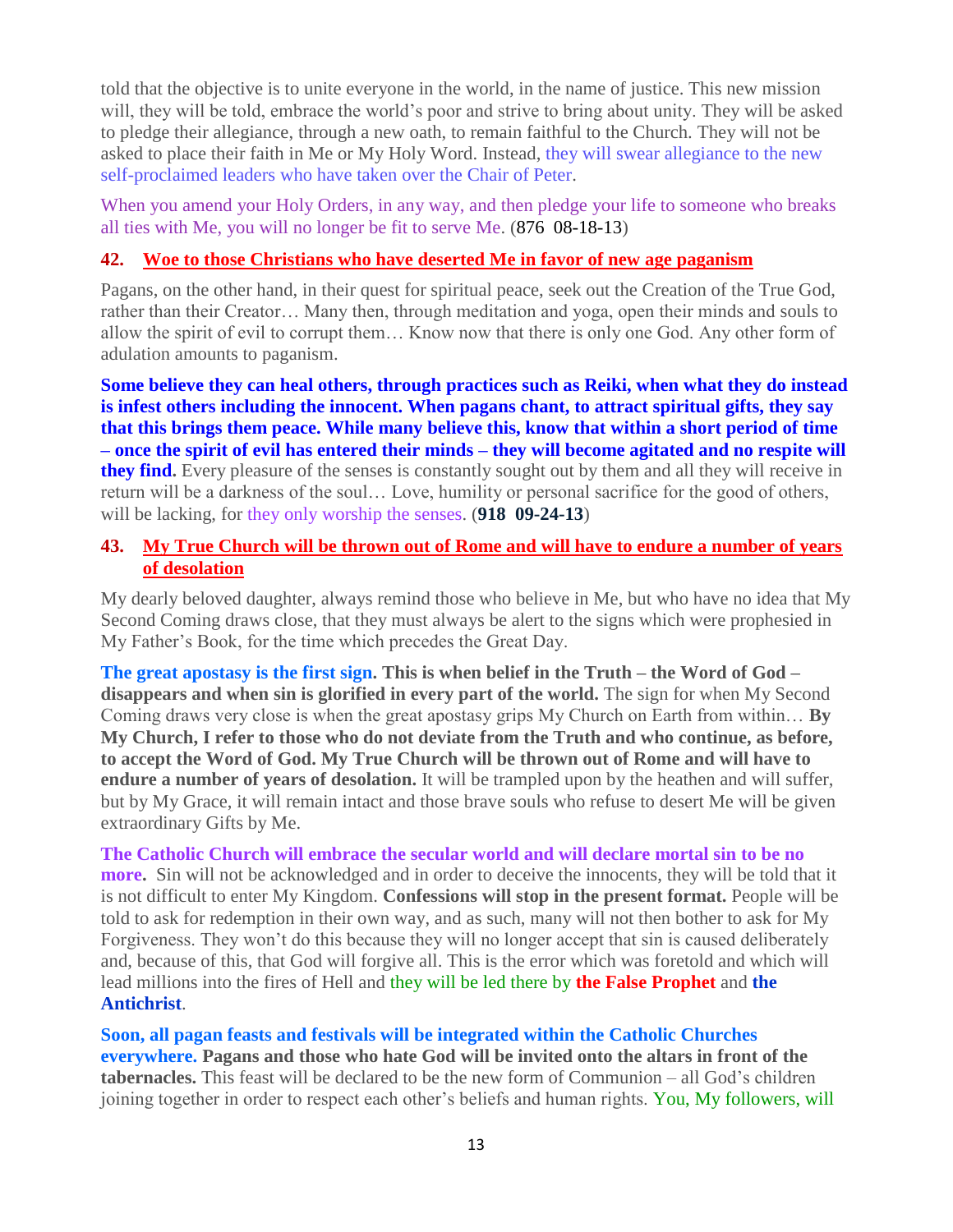told that the objective is to unite everyone in the world, in the name of justice. This new mission will, they will be told, embrace the world's poor and strive to bring about unity. They will be asked to pledge their allegiance, through a new oath, to remain faithful to the Church. They will not be asked to place their faith in Me or My Holy Word. Instead, they will swear allegiance to the new self-proclaimed leaders who have taken over the Chair of Peter.

When you amend your Holy Orders, in any way, and then pledge your life to someone who breaks all ties with Me, you will no longer be fit to serve Me. (876 08-18-13)

## 42. Woe to those Christians who have deserted Me in favor of new age paganism

Pagans, on the other hand, in their quest for spiritual peace, seek out the Creation of the True God, rather than their Creator… Many then, through meditation and yoga, open their minds and souls to allow the spirit of evil to corrupt them… Know now that there is only one God. Any other form of adulation amounts to paganism.

**Some believe they can heal others, through practices such as Reiki, when what they do instead is infest others including the innocent. When pagans chant, to attract spiritual gifts, they say that this brings them peace. While many believe this, know that within a short period of time – once the spirit of evil has entered their minds – they will become agitated and no respite will they find.** Every pleasure of the senses is constantly sought out by them and all they will receive in return will be a darkness of the soul… Love, humility or personal sacrifice for the good of others, will be lacking, for they only worship the senses. (**918 09-24-13**)

## 43. My True Church will be thrown out of Rome and will have to endure a number of years of desolation

My dearly beloved daughter, always remind those who believe in Me, but who have no idea that My Second Coming draws close, that they must always be alert to the signs which were prophesied in My Father's Book, for the time which precedes the Great Day.

**The great apostasy is the first sign. This is when belief in the Truth – the Word of God – disappears and when sin is glorified in every part of the world.** The sign for when My Second Coming draws very close is when the great apostasy grips My Church on Earth from within… **By My Church, I refer to those who do not deviate from the Truth and who continue, as before, to accept the Word of God. My True Church will be thrown out of Rome and will have to endure a number of years of desolation.** It will be trampled upon by the heathen and will suffer, but by My Grace, it will remain intact and those brave souls who refuse to desert Me will be given extraordinary Gifts by Me.

**The Catholic Church will embrace the secular world and will declare mortal sin to be no more.** Sin will not be acknowledged and in order to deceive the innocents, they will be told that it is not difficult to enter My Kingdom. **Confessions will stop in the present format.** People will be told to ask for redemption in their own way, and as such, many will not then bother to ask for My Forgiveness. They won't do this because they will no longer accept that sin is caused deliberately and, because of this, that God will forgive all. This is the error which was foretold and which will lead millions into the fires of Hell and they will be led there by **the False Prophet** and **the Antichrist**.

**Soon, all pagan feasts and festivals will be integrated within the Catholic Churches everywhere. Pagans and those who hate God will be invited onto the altars in front of the tabernacles.** This feast will be declared to be the new form of Communion – all God's children joining together in order to respect each other's beliefs and human rights. You, My followers, will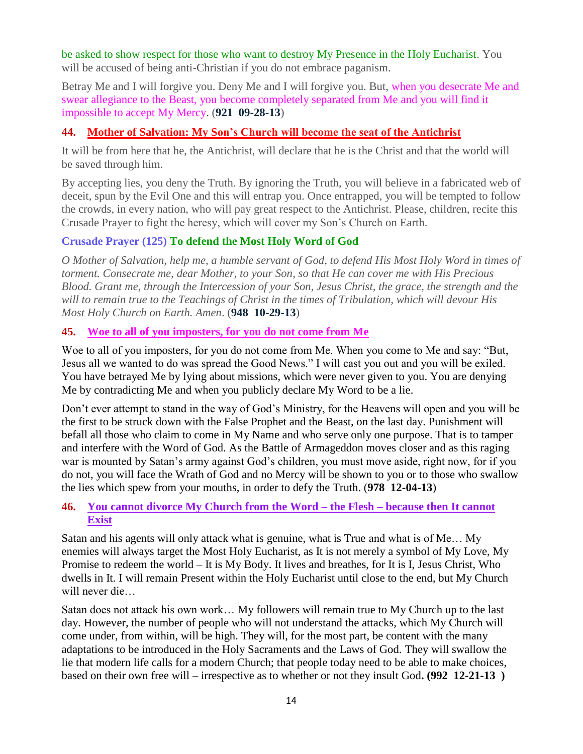be asked to show respect for those who want to destroy My Presence in the Holy Eucharist. You will be accused of being anti-Christian if you do not embrace paganism.

Betray Me and I will forgive you. Deny Me and I will forgive you. But, when you desecrate Me and swear allegiance to the Beast, you become completely separated from Me and you will find it impossible to accept My Mercy. (**921 09-28-13**)

### 44. Mother of Salvation: My Son's Church will become the seat of the Antichrist

It will be from here that he, the Antichrist, will declare that he is the Christ and that the world will be saved through him.

By accepting lies, you deny the Truth. By ignoring the Truth, you will believe in a fabricated web of deceit, spun by the Evil One and this will entrap you. Once entrapped, you will be tempted to follow the crowds, in every nation, who will pay great respect to the Antichrist. Please, children, recite this Crusade Prayer to fight the heresy, which will cover my Son's Church on Earth.

**Crusade Prayer (125) To defend the Most Holy Word of God**

*O Mother of Salvation, help me, a humble servant of God, to defend His Most Holy Word in times of torment. Consecrate me, dear Mother, to your Son, so that He can cover me with His Precious Blood. Grant me, through the Intercession of your Son, Jesus Christ, the grace, the strength and the will to remain true to the Teachings of Christ in the times of Tribulation, which will devour His Most Holy Church on Earth. Amen*. (**948 10-29-13**)

### 45. Woe to all of you imposters, for you do not come from Me

Woe to all of you imposters, for you do not come from Me. When you come to Me and say: "But, Jesus all we wanted to do was spread the Good News." I will cast you out and you will be exiled. You have betrayed Me by lying about missions, which were never given to you. You are denying Me by contradicting Me and when you publicly declare My Word to be a lie.

Don't ever attempt to stand in the way of God's Ministry, for the Heavens will open and you will be the first to be struck down with the False Prophet and the Beast, on the last day. Punishment will befall all those who claim to come in My Name and who serve only one purpose. That is to tamper and interfere with the Word of God. As the Battle of Armageddon moves closer and as this raging war is mounted by Satan's army against God's children, you must move aside, right now, for if you do not, you will face the Wrath of God and no Mercy will be shown to you or to those who swallow the lies which spew from your mouths, in order to defy the Truth. (**978 12-04-13**)

### 46. You cannot divorce My Church from the Word – the Flesh – because then It cannot Exist

Satan and his agents will only attack what is genuine, what is True and what is of Me… My enemies will always target the Most Holy Eucharist, as It is not merely a symbol of My Love, My Promise to redeem the world – It is My Body. It lives and breathes, for It is I, Jesus Christ, Who dwells in It. I will remain Present within the Holy Eucharist until close to the end, but My Church will never die…

Satan does not attack his own work… My followers will remain true to My Church up to the last day. However, the number of people who will not understand the attacks, which My Church will come under, from within, will be high. They will, for the most part, be content with the many adaptations to be introduced in the Holy Sacraments and the Laws of God. They will swallow the lie that modern life calls for a modern Church; that people today need to be able to make choices, based on their own free will – irrespective as to whether or not they insult God**. (992 12-21-13 )**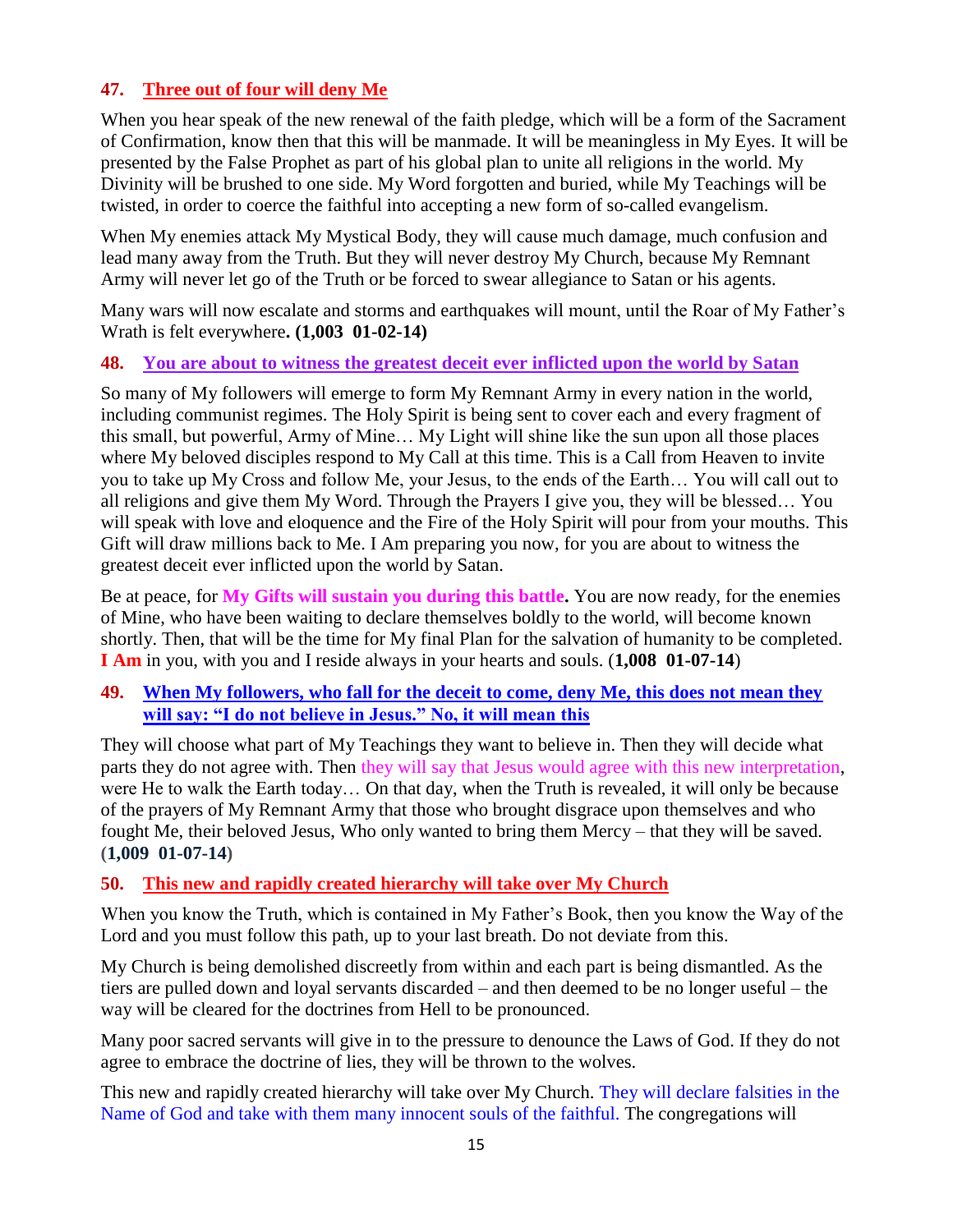### 47. Three out of four will deny Me

When you hear speak of the new renewal of the faith pledge, which will be a form of the Sacrament of Confirmation, know then that this will be manmade. It will be meaningless in My Eyes. It will be presented by the False Prophet as part of his global plan to unite all religions in the world. My Divinity will be brushed to one side. My Word forgotten and buried, while My Teachings will be twisted, in order to coerce the faithful into accepting a new form of so-called evangelism.

When My enemies attack My Mystical Body, they will cause much damage, much confusion and lead many away from the Truth. But they will never destroy My Church, because My Remnant Army will never let go of the Truth or be forced to swear allegiance to Satan or his agents.

Many wars will now escalate and storms and earthquakes will mount, until the Roar of My Father's Wrath is felt everywhere**. (1,003 01-02-14)**

### 48. You are about to witness the greatest deceit ever inflicted upon the world by Satan

So many of My followers will emerge to form My Remnant Army in every nation in the world, including communist regimes. The Holy Spirit is being sent to cover each and every fragment of this small, but powerful, Army of Mine… My Light will shine like the sun upon all those places where My beloved disciples respond to My Call at this time. This is a Call from Heaven to invite you to take up My Cross and follow Me, your Jesus, to the ends of the Earth… You will call out to all religions and give them My Word. Through the Prayers I give you, they will be blessed… You will speak with love and eloquence and the Fire of the Holy Spirit will pour from your mouths. This Gift will draw millions back to Me. I Am preparing you now, for you are about to witness the greatest deceit ever inflicted upon the world by Satan.

Be at peace, for **My Gifts will sustain you during this battle.** You are now ready, for the enemies of Mine, who have been waiting to declare themselves boldly to the world, will become known shortly. Then, that will be the time for My final Plan for the salvation of humanity to be completed. **I Am** in you, with you and I reside always in your hearts and souls. (**1,008 01-07-14**)

### 49. When My followers, who fall for the deceit to come, deny Me, this does not mean they will say: "I do not believe in Jesus." No, it will mean this

They will choose what part of My Teachings they want to believe in. Then they will decide what parts they do not agree with. Then they will say that Jesus would agree with this new interpretation, were He to walk the Earth today… On that day, when the Truth is revealed, it will only be because of the prayers of My Remnant Army that those who brought disgrace upon themselves and who fought Me, their beloved Jesus, Who only wanted to bring them Mercy – that they will be saved. **(1,009 01-07-14)**

### 50. This new and rapidly created hierarchy will take over My Church

When you know the Truth, which is contained in My Father's Book, then you know the Way of the Lord and you must follow this path, up to your last breath. Do not deviate from this.

My Church is being demolished discreetly from within and each part is being dismantled. As the tiers are pulled down and loyal servants discarded – and then deemed to be no longer useful – the way will be cleared for the doctrines from Hell to be pronounced.

Many poor sacred servants will give in to the pressure to denounce the Laws of God. If they do not agree to embrace the doctrine of lies, they will be thrown to the wolves.

This new and rapidly created hierarchy will take over My Church. They will declare falsities in the Name of God and take with them many innocent souls of the faithful. The congregations will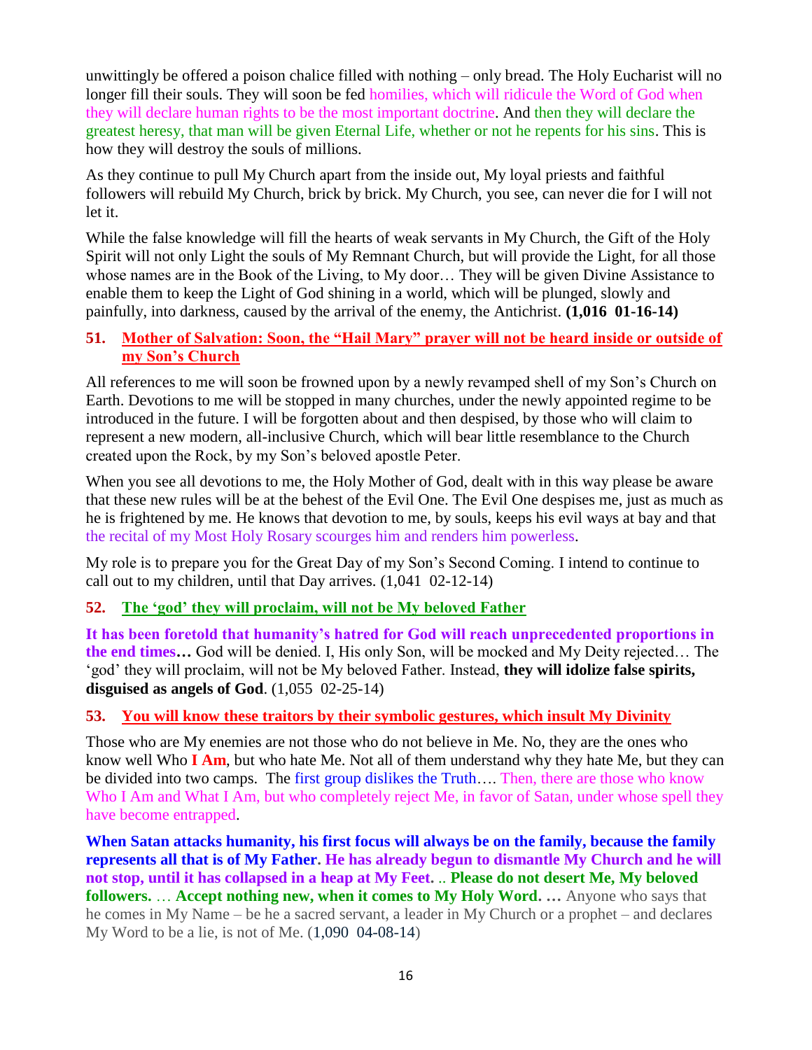unwittingly be offered a poison chalice filled with nothing – only bread. The Holy Eucharist will no longer fill their souls. They will soon be fed homilies, which will ridicule the Word of God when they will declare human rights to be the most important doctrine. And then they will declare the greatest heresy, that man will be given Eternal Life, whether or not he repents for his sins. This is how they will destroy the souls of millions.

As they continue to pull My Church apart from the inside out, My loyal priests and faithful followers will rebuild My Church, brick by brick. My Church, you see, can never die for I will not let it.

While the false knowledge will fill the hearts of weak servants in My Church, the Gift of the Holy Spirit will not only Light the souls of My Remnant Church, but will provide the Light, for all those whose names are in the Book of the Living, to My door… They will be given Divine Assistance to enable them to keep the Light of God shining in a world, which will be plunged, slowly and painfully, into darkness, caused by the arrival of the enemy, the Antichrist. **(1,016 01-16-14)**

**51. Mother of Salvation: Soon, the "Hail Mary" prayer will not be heard inside or outside of my Son's Church**

All references to me will soon be frowned upon by a newly revamped shell of my Son's Church on Earth. Devotions to me will be stopped in many churches, under the newly appointed regime to be introduced in the future. I will be forgotten about and then despised, by those who will claim to represent a new modern, all-inclusive Church, which will bear little resemblance to the Church created upon the Rock, by my Son's beloved apostle Peter.

When you see all devotions to me, the Holy Mother of God, dealt with in this way please be aware that these new rules will be at the behest of the Evil One. The Evil One despises me, just as much as he is frightened by me. He knows that devotion to me, by souls, keeps his evil ways at bay and that the recital of my Most Holy Rosary scourges him and renders him powerless.

My role is to prepare you for the Great Day of my Son's Second Coming. I intend to continue to call out to my children, until that Day arrives. (1,041 02-12-14)

**52. The 'god' they will proclaim, will not be My beloved Father**

**It has been foretold that humanity's hatred for God will reach unprecedented proportions in the end times…** God will be denied. I, His only Son, will be mocked and My Deity rejected… The 'god' they will proclaim, will not be My beloved Father. Instead, **they will idolize false spirits, disguised as angels of God**. (1,055 02-25-14)

**53. You will know these traitors by their symbolic gestures, which insult My Divinity**

Those who are My enemies are not those who do not believe in Me. No, they are the ones who know well Who **I Am**, but who hate Me. Not all of them understand why they hate Me, but they can be divided into two camps. The first group dislikes the Truth…. Then, there are those who know Who I Am and What I Am, but who completely reject Me, in favor of Satan, under whose spell they have become entrapped.

**When Satan attacks humanity, his first focus will always be on the family, because the family represents all that is of My Father. He has already begun to dismantle My Church and he will not stop, until it has collapsed in a heap at My Feet.** .. **Please do not desert Me, My beloved followers.** … **Accept nothing new, when it comes to My Holy Word. …** Anyone who says that he comes in My Name – be he a sacred servant, a leader in My Church or a prophet – and declares My Word to be a lie, is not of Me. (1,090 04-08-14)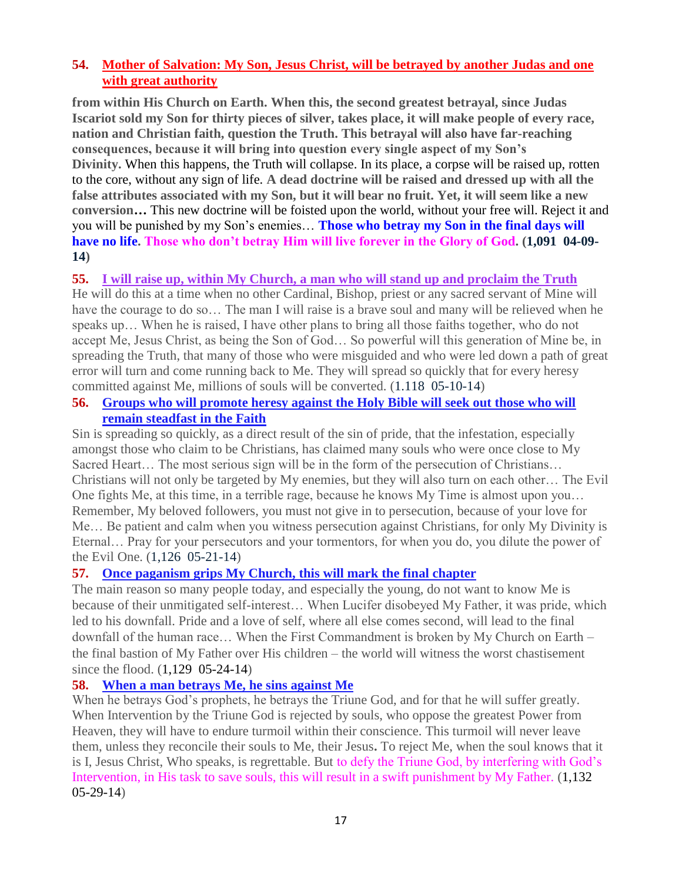**54. Mother of Salvation: My Son, Jesus Christ, will be betrayed by another Judas and one with great authority**

**from within His Church on Earth. When this, the second greatest betrayal, since Judas Iscariot sold my Son for thirty pieces of silver, takes place, it will make people of every race, nation and Christian faith, question the Truth. This betrayal will also have far-reaching consequences, because it will bring into question every single aspect of my Son's Divinity.** When this happens, the Truth will collapse. In its place, a corpse will be raised up, rotten to the core, without any sign of life. **A dead doctrine will be raised and dressed up with all the false attributes associated with my Son, but it will bear no fruit. Yet, it will seem like a new conversion…** This new doctrine will be foisted upon the world, without your free will. Reject it and you will be punished by my Son's enemies… **Those who betray my Son in the final days will have no life. Those who don't betray Him will live forever in the Glory of God. (1,091 04-09-14)**

**55. I will raise up, within My Church, a man who will stand up and proclaim the Truth**

He will do this at a time when no other Cardinal, Bishop, priest or any sacred servant of Mine will have the courage to do so… The man I will raise is a brave soul and many will be relieved when he speaks up… When he is raised, I have other plans to bring all those faiths together, who do not accept Me, Jesus Christ, as being the Son of God… So powerful will this generation of Mine be, in spreading the Truth, that many of those who were misguided and who were led down a path of great error will turn and come running back to Me. They will spread so quickly that for every heresy committed against Me, millions of souls will be converted. (1.118 05-10-14)

**56. Groups who will promote heresy against the Holy Bible will seek out those who will remain steadfast in the Faith**

Sin is spreading so quickly, as a direct result of the sin of pride, that the infestation, especially amongst those who claim to be Christians, has claimed many souls who were once close to My Sacred Heart… The most serious sign will be in the form of the persecution of Christians… Christians will not only be targeted by My enemies, but they will also turn on each other… The Evil One fights Me, at this time, in a terrible rage, because he knows My Time is almost upon you… Remember, My beloved followers, you must not give in to persecution, because of your love for Me… Be patient and calm when you witness persecution against Christians, for only My Divinity is Eternal… Pray for your persecutors and your tormentors, for when you do, you dilute the power of the Evil One. (1,126 05-21-14)

**57. Once paganism grips My Church, this will mark the final chapter**

The main reason so many people today, and especially the young, do not want to know Me is because of their unmitigated self-interest… When Lucifer disobeyed My Father, it was pride, which led to his downfall. Pride and a love of self, where all else comes second, will lead to the final downfall of the human race… When the First Commandment is broken by My Church on Earth – the final bastion of My Father over His children – the world will witness the worst chastisement since the flood. (1,129 05-24-14)

**58. When a man betrays Me, he sins against Me**

When he betrays God's prophets, he betrays the Triune God, and for that he will suffer greatly. When Intervention by the Triune God is rejected by souls, who oppose the greatest Power from Heaven, they will have to endure turmoil within their conscience. This turmoil will never leave them, unless they reconcile their souls to Me, their Jesus**.** To reject Me, when the soul knows that it is I, Jesus Christ, Who speaks, is regrettable. But to defy the Triune God, by interfering with God's Intervention, in His task to save souls, this will result in a swift punishment by My Father. (1,132 05-29-14)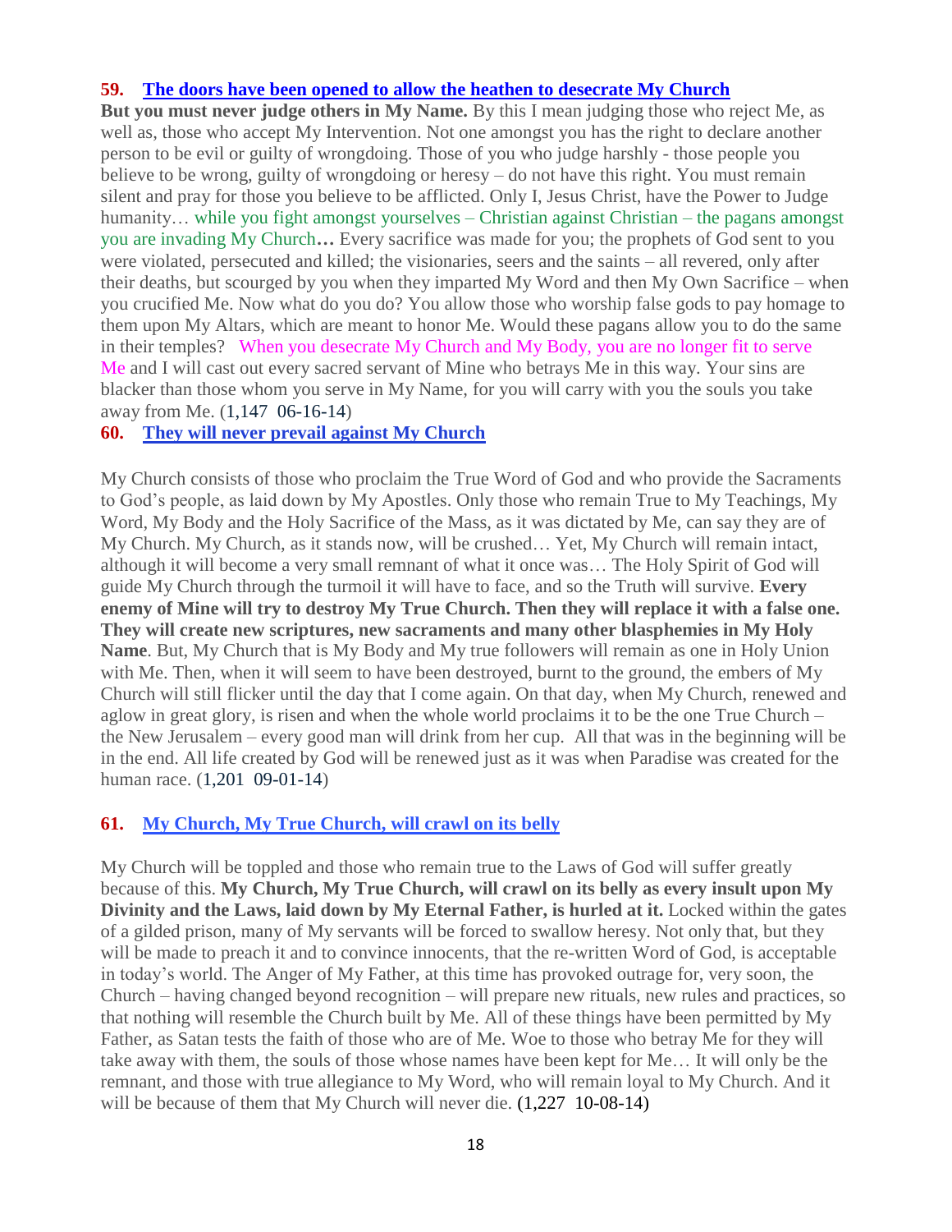**59. [The doors have been opened to allow the heathen to desecrate My Church](#)**

**But you must never judge others in My Name.** By this I mean judging those who reject Me, as well as, those who accept My Intervention. Not one amongst you has the right to declare another person to be evil or guilty of wrongdoing. Those of you who judge harshly - those people you believe to be wrong, guilty of wrongdoing or heresy – do not have this right. You must remain silent and pray for those you believe to be afflicted. Only I, Jesus Christ, have the Power to Judge humanity… while you fight amongst yourselves – Christian against Christian – the pagans amongst you are invading My Church**…** Every sacrifice was made for you; the prophets of God sent to you were violated, persecuted and killed; the visionaries, seers and the saints – all revered, only after their deaths, but scourged by you when they imparted My Word and then My Own Sacrifice – when you crucified Me. Now what do you do? You allow those who worship false gods to pay homage to them upon My Altars, which are meant to honor Me. Would these pagans allow you to do the same in their temples? When you desecrate My Church and My Body, you are no longer fit to serve Me and I will cast out every sacred servant of Mine who betrays Me in this way. Your sins are blacker than those whom you serve in My Name, for you will carry with you the souls you take away from Me. (1,147 06-16-14)

**60. [They will never prevail against My Church](#)**

My Church consists of those who proclaim the True Word of God and who provide the Sacraments to God's people, as laid down by My Apostles. Only those who remain True to My Teachings, My Word, My Body and the Holy Sacrifice of the Mass, as it was dictated by Me, can say they are of My Church. My Church, as it stands now, will be crushed… Yet, My Church will remain intact, although it will become a very small remnant of what it once was… The Holy Spirit of God will guide My Church through the turmoil it will have to face, and so the Truth will survive. **Every enemy of Mine will try to destroy My True Church. Then they will replace it with a false one. They will create new scriptures, new sacraments and many other blasphemies in My Holy Name**. But, My Church that is My Body and My true followers will remain as one in Holy Union with Me. Then, when it will seem to have been destroyed, burnt to the ground, the embers of My Church will still flicker until the day that I come again. On that day, when My Church, renewed and aglow in great glory, is risen and when the whole world proclaims it to be the one True Church – the New Jerusalem – every good man will drink from her cup. All that was in the beginning will be in the end. All life created by God will be renewed just as it was when Paradise was created for the human race. (1,201 09-01-14)

**61. [My Church, My True Church, will crawl on its belly](#)**

My Church will be toppled and those who remain true to the Laws of God will suffer greatly because of this. **My Church, My True Church, will crawl on its belly as every insult upon My Divinity and the Laws, laid down by My Eternal Father, is hurled at it.** Locked within the gates of a gilded prison, many of My servants will be forced to swallow heresy. Not only that, but they will be made to preach it and to convince innocents, that the re-written Word of God, is acceptable in today's world. The Anger of My Father, at this time has provoked outrage for, very soon, the Church – having changed beyond recognition – will prepare new rituals, new rules and practices, so that nothing will resemble the Church built by Me. All of these things have been permitted by My Father, as Satan tests the faith of those who are of Me. Woe to those who betray Me for they will take away with them, the souls of those whose names have been kept for Me… It will only be the remnant, and those with true allegiance to My Word, who will remain loyal to My Church. And it will be because of them that My Church will never die. (1,227 10-08-14)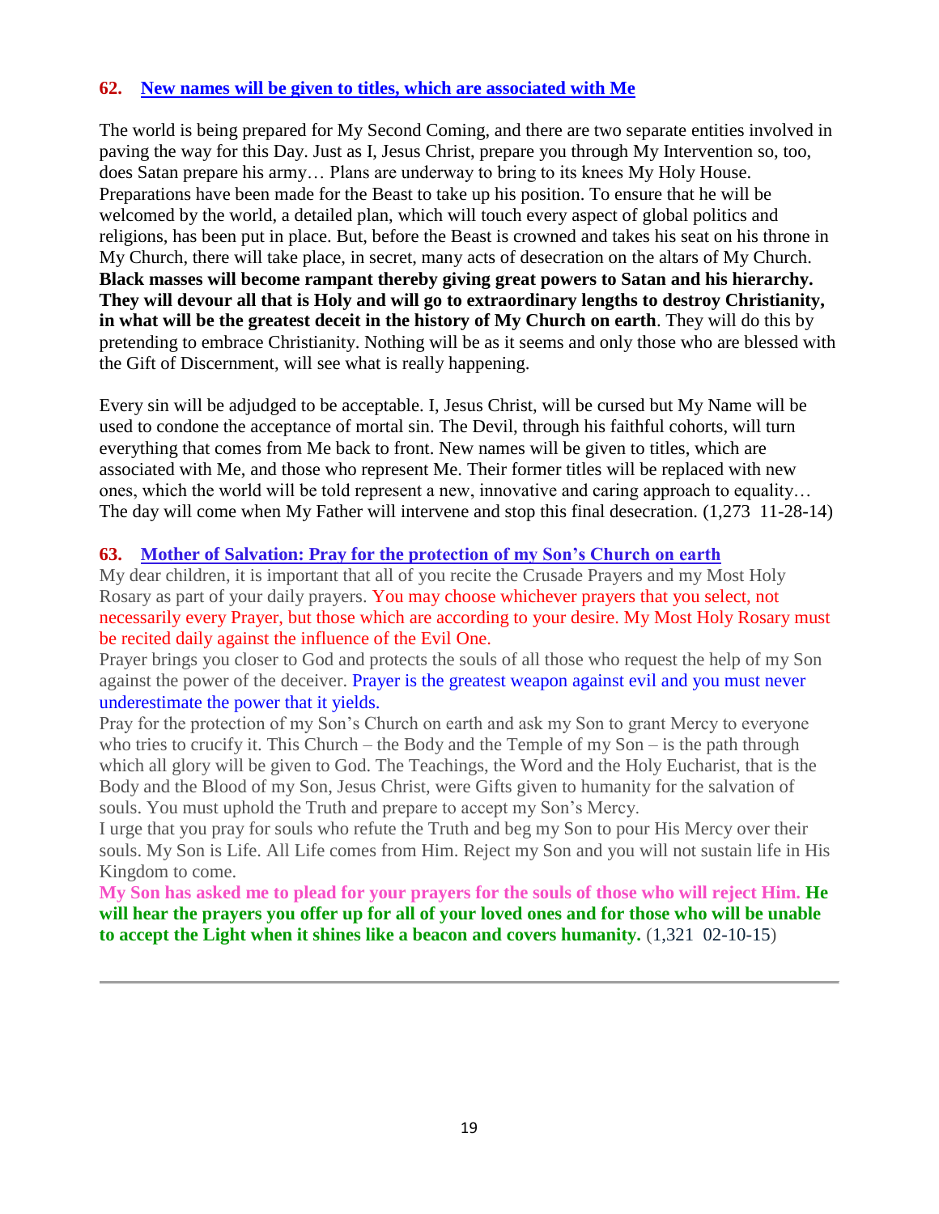**62. New names will be given to titles, which are associated with Me**

The world is being prepared for My Second Coming, and there are two separate entities involved in paving the way for this Day. Just as I, Jesus Christ, prepare you through My Intervention so, too, does Satan prepare his army… Plans are underway to bring to its knees My Holy House. Preparations have been made for the Beast to take up his position. To ensure that he will be welcomed by the world, a detailed plan, which will touch every aspect of global politics and religions, has been put in place. But, before the Beast is crowned and takes his seat on his throne in My Church, there will take place, in secret, many acts of desecration on the altars of My Church. **Black masses will become rampant thereby giving great powers to Satan and his hierarchy. They will devour all that is Holy and will go to extraordinary lengths to destroy Christianity, in what will be the greatest deceit in the history of My Church on earth**. They will do this by pretending to embrace Christianity. Nothing will be as it seems and only those who are blessed with the Gift of Discernment, will see what is really happening.

Every sin will be adjudged to be acceptable. I, Jesus Christ, will be cursed but My Name will be used to condone the acceptance of mortal sin. The Devil, through his faithful cohorts, will turn everything that comes from Me back to front. New names will be given to titles, which are associated with Me, and those who represent Me. Their former titles will be replaced with new ones, which the world will be told represent a new, innovative and caring approach to equality… The day will come when My Father will intervene and stop this final desecration. (1,273 11-28-14)

**63. Mother of Salvation: Pray for the protection of my Son's Church on earth**

My dear children, it is important that all of you recite the Crusade Prayers and my Most Holy Rosary as part of your daily prayers. You may choose whichever prayers that you select, not necessarily every Prayer, but those which are according to your desire. My Most Holy Rosary must be recited daily against the influence of the Evil One.

Prayer brings you closer to God and protects the souls of all those who request the help of my Son against the power of the deceiver. Prayer is the greatest weapon against evil and you must never underestimate the power that it yields.

Pray for the protection of my Son's Church on earth and ask my Son to grant Mercy to everyone who tries to crucify it. This Church – the Body and the Temple of my Son – is the path through which all glory will be given to God. The Teachings, the Word and the Holy Eucharist, that is the Body and the Blood of my Son, Jesus Christ, were Gifts given to humanity for the salvation of souls. You must uphold the Truth and prepare to accept my Son's Mercy.

I urge that you pray for souls who refute the Truth and beg my Son to pour His Mercy over their souls. My Son is Life. All Life comes from Him. Reject my Son and you will not sustain life in His Kingdom to come.

**My Son has asked me to plead for your prayers for the souls of those who will reject Him. He will hear the prayers you offer up for all of your loved ones and for those who will be unable to accept the Light when it shines like a beacon and covers humanity.** (1,321 02-10-15)

---